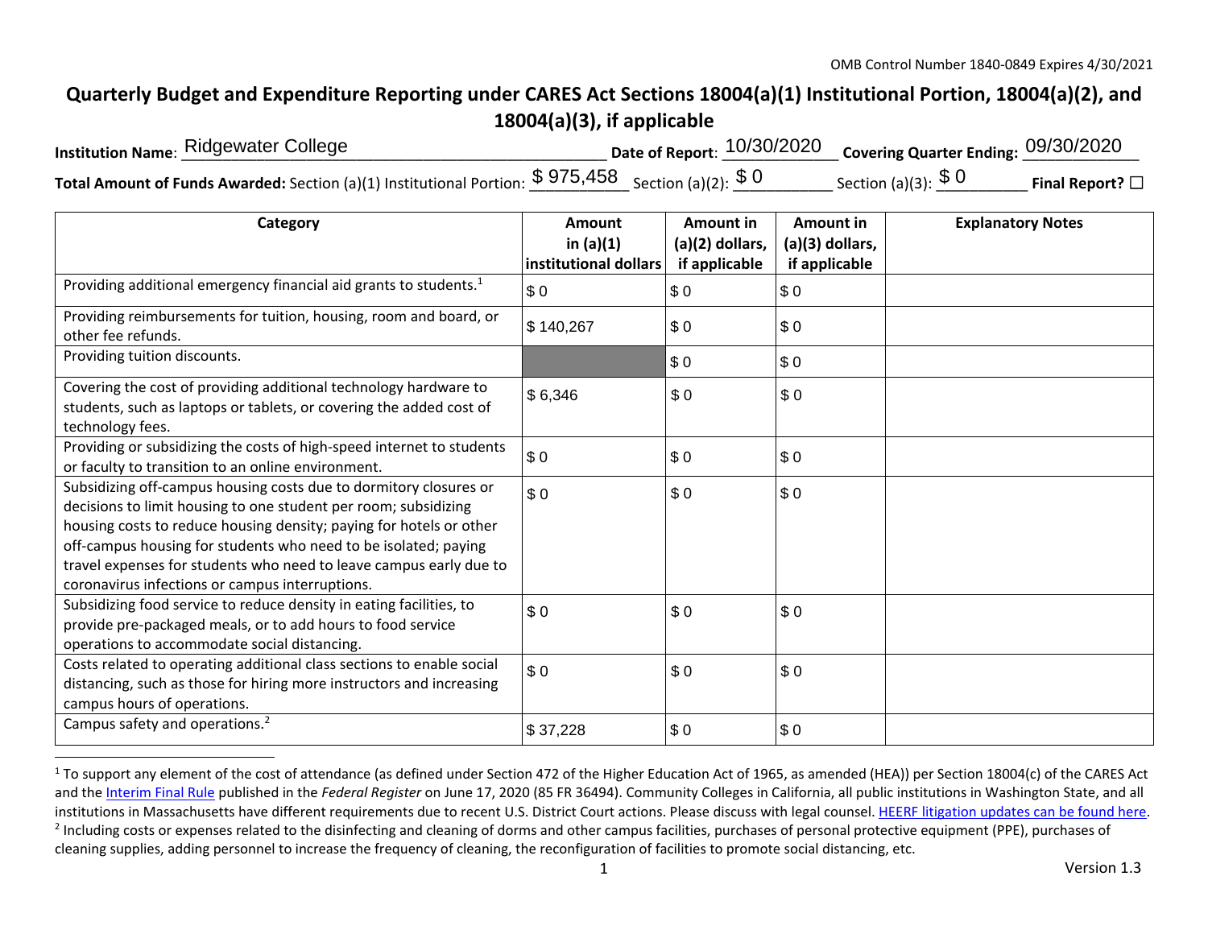OMB Control Number 1840-0849 Expires 4/30/2021

# Quarterly Budget and Expenditure Reporting under CARES Act Sections 18004(a)(1) Institutional Portion, 18004(a)(2), and 18004(a)(3), if applicable

**Institution Name**: Ridgewater College **Date of Report**: 10/30/2020 **Covering Quarter Ending:** 09/30/2020

**Total Amount of Funds Awarded:** Section (a)(1) Institutional Portion: $ 975,458 Section (a)(2): $ 0 Section (a)(3): $ 0 **Final Report?** ☐

| Category | Amount in (a)(1) institutional dollars | Amount in (a)(2) dollars, if applicable | Amount in (a)(3) dollars, if applicable | Explanatory Notes |
|---|---|---|---|---|
| Providing additional emergency financial aid grants to students.[1] | $ 0 | $ 0 | $ 0 | |
| Providing reimbursements for tuition, housing, room and board, or other fee refunds. | $ 140,267 | $ 0 | $ 0 | |
| Providing tuition discounts. | | $ 0 | $ 0 | |
| Covering the cost of providing additional technology hardware to students, such as laptops or tablets, or covering the added cost of technology fees. | $ 6,346 | $ 0 | $ 0 | |
| Providing or subsidizing the costs of high-speed internet to students or faculty to transition to an online environment. | $ 0 | $ 0 | $ 0 | |
| Subsidizing off-campus housing costs due to dormitory closures or decisions to limit housing to one student per room; subsidizing housing costs to reduce housing density; paying for hotels or other off-campus housing for students who need to be isolated; paying travel expenses for students who need to leave campus early due to coronavirus infections or campus interruptions. | $ 0 | $ 0 | $ 0 | |
| Subsidizing food service to reduce density in eating facilities, to provide pre-packaged meals, or to add hours to food service operations to accommodate social distancing. | $ 0 | $ 0 | $ 0 | |
| Costs related to operating additional class sections to enable social distancing, such as those for hiring more instructors and increasing campus hours of operations. | $ 0 | $ 0 | $ 0 | |
| Campus safety and operations.[2] | $ 37,228 | $ 0 | $ 0 | |

[1] To support any element of the cost of attendance (as defined under Section 472 of the Higher Education Act of 1965, as amended (HEA)) per Section 18004(c) of the CARES Act and the Interim Final Rule published in the *Federal Register* on June 17, 2020 (85 FR 36494). Community Colleges in California, all public institutions in Washington State, and all institutions in Massachusetts have different requirements due to recent U.S. District Court actions. Please discuss with legal counsel. HEERF litigation updates can be found here.

[2] Including costs or expenses related to the disinfecting and cleaning of dorms and other campus facilities, purchases of personal protective equipment (PPE), purchases of cleaning supplies, adding personnel to increase the frequency of cleaning, the reconfiguration of facilities to promote social distancing, etc.

Version 1.3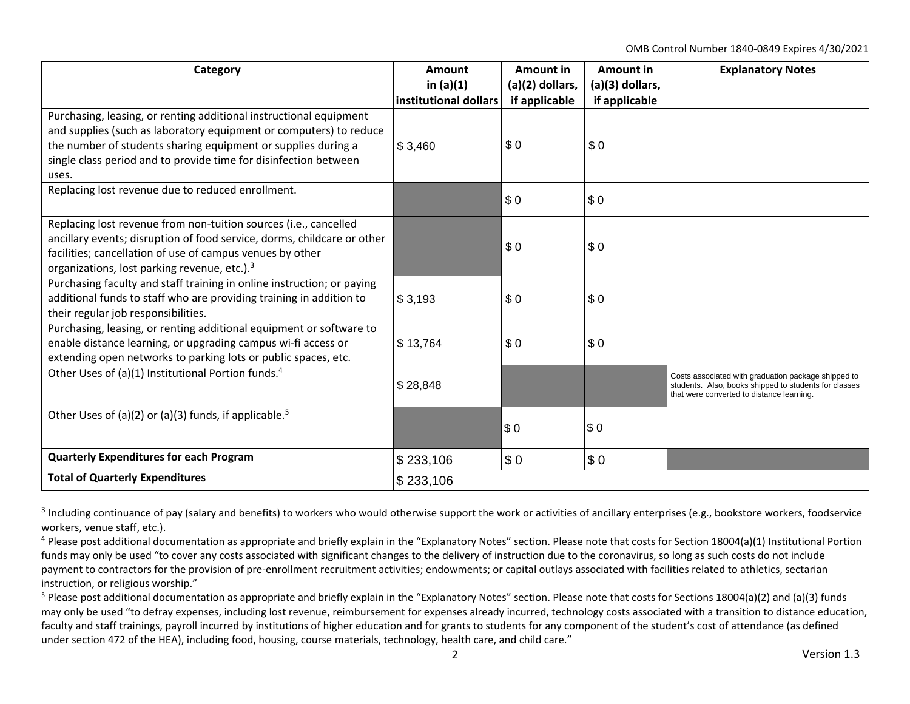| Category | Amount in (a)(1) institutional dollars | Amount in (a)(2) dollars, if applicable | Amount in (a)(3) dollars, if applicable | Explanatory Notes |
| --- | --- | --- | --- | --- |
| Purchasing, leasing, or renting additional instructional equipment and supplies (such as laboratory equipment or computers) to reduce the number of students sharing equipment or supplies during a single class period and to provide time for disinfection between uses. | $ 3,460 | $ 0 | $ 0 | |
| Replacing lost revenue due to reduced enrollment. | | $ 0 | $ 0 | |
| Replacing lost revenue from non-tuition sources (i.e., cancelled ancillary events; disruption of food service, dorms, childcare or other facilities; cancellation of use of campus venues by other organizations, lost parking revenue, etc.).[3] | | $ 0 | $ 0 | |
| Purchasing faculty and staff training in online instruction; or paying additional funds to staff who are providing training in addition to their regular job responsibilities. | $ 3,193 | $ 0 | $ 0 | |
| Purchasing, leasing, or renting additional equipment or software to enable distance learning, or upgrading campus wi-fi access or extending open networks to parking lots or public spaces, etc. | $ 13,764 | $ 0 | $ 0 | |
| Other Uses of (a)(1) Institutional Portion funds.[4] | $ 28,848 | | | Costs associated with graduation package shipped to students. Also, books shipped to students for classes that were converted to distance learning. |
| Other Uses of (a)(2) or (a)(3) funds, if applicable.[5] | | $ 0 | $ 0 | |
| **Quarterly Expenditures for each Program** | $ 233,106 | $ 0 | $ 0 | |
| **Total of Quarterly Expenditures** | $ 233,106 | | | |

[3] Including continuance of pay (salary and benefits) to workers who would otherwise support the work or activities of ancillary enterprises (e.g., bookstore workers, foodservice workers, venue staff, etc.).

[4] Please post additional documentation as appropriate and briefly explain in the "Explanatory Notes" section. Please note that costs for Section 18004(a)(1) Institutional Portion funds may only be used "to cover any costs associated with significant changes to the delivery of instruction due to the coronavirus, so long as such costs do not include payment to contractors for the provision of pre-enrollment recruitment activities; endowments; or capital outlays associated with facilities related to athletics, sectarian instruction, or religious worship."

[5] Please post additional documentation as appropriate and briefly explain in the "Explanatory Notes" section. Please note that costs for Sections 18004(a)(2) and (a)(3) funds may only be used "to defray expenses, including lost revenue, reimbursement for expenses already incurred, technology costs associated with a transition to distance education, faculty and staff trainings, payroll incurred by institutions of higher education and for grants to students for any component of the student's cost of attendance (as defined under section 472 of the HEA), including food, housing, course materials, technology, health care, and child care."